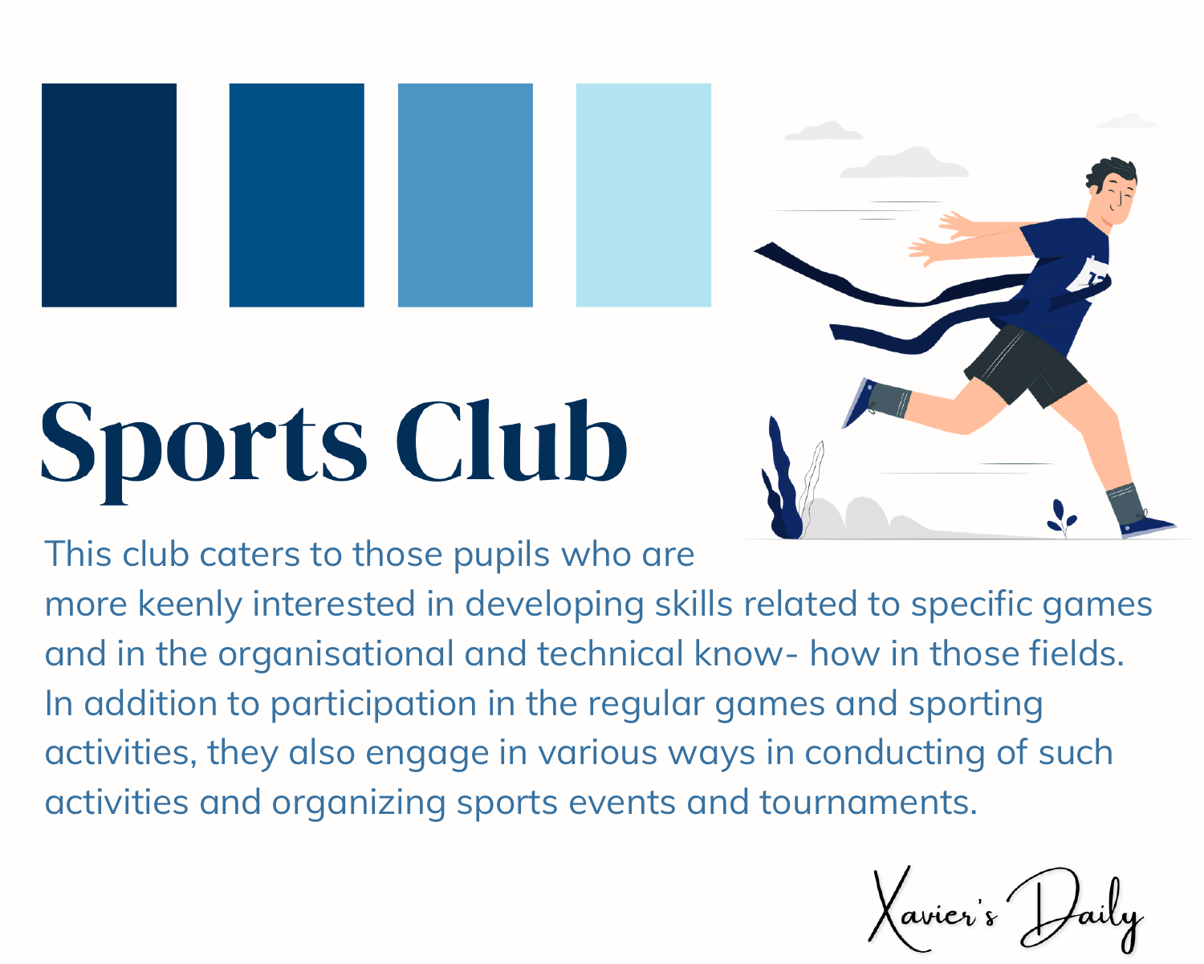# Sports Club

This club caters to those pupils who are more keenly interested in developing skills related to specific games and in the organisational and technical know- how in those fields. In addition to participation in the regular games and sporting activities, they also engage in various ways in conducting of such activities and organizing sports events and tournaments.

Xavier's Daily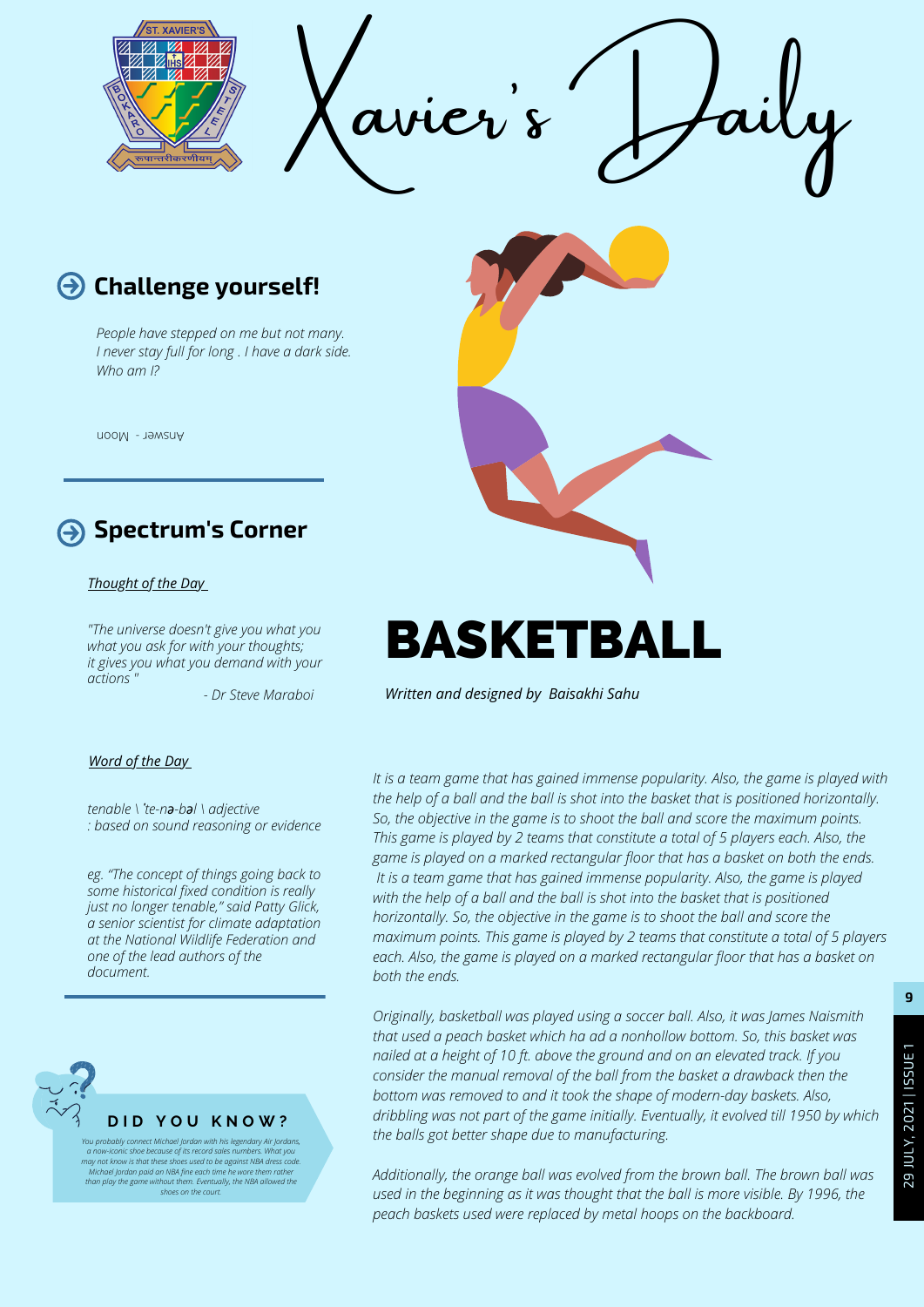# Xavier's Daily

## Challenge yourself!

*People have stepped on me but not many.*
*I never stay full for long . I have a dark side.*
*Who am I?*

Answer - Moon

## Spectrum's Corner

<u>*Thought of the Day*</u>

*"The universe doesn't give you what you what you ask for with your thoughts; it gives you what you demand with your actions "*

*- Dr Steve Maraboi*

<u>*Word of the Day*</u>

*tenable \ 'te-nə-bəl \ adjective*
*: based on sound reasoning or evidence*

*eg. "The concept of things going back to some historical fixed condition is really just no longer tenable," said Patty Glick, a senior scientist for climate adaptation at the National Wildlife Federation and one of the lead authors of the document.*

### DID YOU KNOW?

*You probably connect Michael Jordan with his legendary Air Jordans, a now-iconic shoe because of its record sales numbers. What you may not know is that these shoes used to be against NBA dress code. Michael Jordan paid an NBA fine each time he wore them rather than play the game without them. Eventually, the NBA allowed the shoes on the court.*

# BASKETBALL

*Written and designed by Baisakhi Sahu*

*It is a team game that has gained immense popularity. Also, the game is played with the help of a ball and the ball is shot into the basket that is positioned horizontally. So, the objective in the game is to shoot the ball and score the maximum points. This game is played by 2 teams that constitute a total of 5 players each. Also, the game is played on a marked rectangular floor that has a basket on both the ends.*
*It is a team game that has gained immense popularity. Also, the game is played with the help of a ball and the ball is shot into the basket that is positioned horizontally. So, the objective in the game is to shoot the ball and score the maximum points. This game is played by 2 teams that constitute a total of 5 players each. Also, the game is played on a marked rectangular floor that has a basket on both the ends.*

*Originally, basketball was played using a soccer ball. Also, it was James Naismith that used a peach basket which ha ad a nonhollow bottom. So, this basket was nailed at a height of 10 ft. above the ground and on an elevated track. If you consider the manual removal of the ball from the basket a drawback then the bottom was removed to and it took the shape of modern-day baskets. Also, dribbling was not part of the game initially. Eventually, it evolved till 1950 by which the balls got better shape due to manufacturing.*

*Additionally, the orange ball was evolved from the brown ball. The brown ball was used in the beginning as it was thought that the ball is more visible. By 1996, the peach baskets used were replaced by metal hoops on the backboard.*